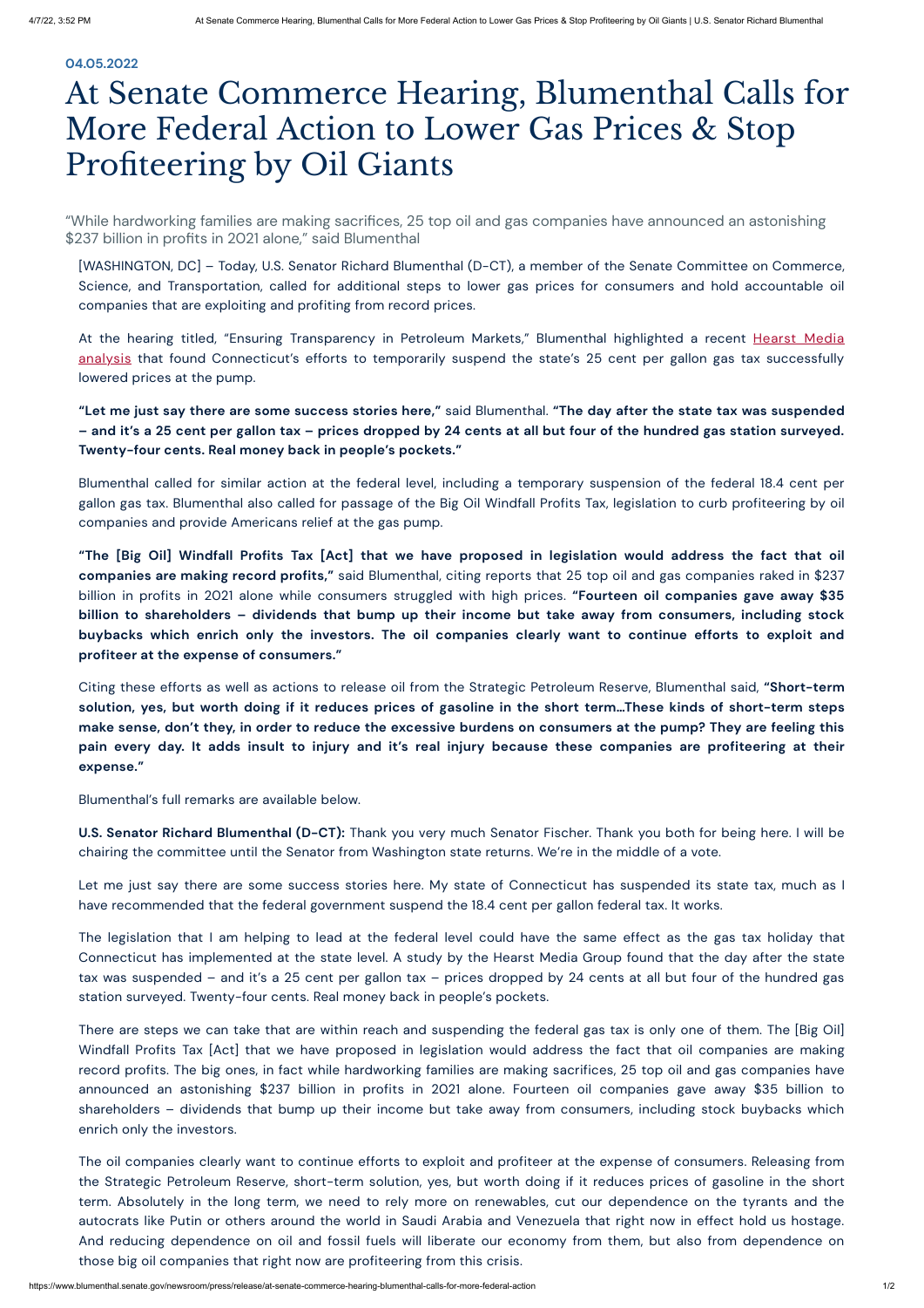04.05.2022

# At Senate Commerce Hearing, Blumenthal Calls for More Federal Action to Lower Gas Prices & Stop Profiteering by Oil Giants

"While hardworking families are making sacrifices, 25 top oil and gas companies have announced an astonishing $237 billion in profits in 2021 alone," said Blumenthal

[WASHINGTON, DC] – Today, U.S. Senator Richard Blumenthal (D-CT), a member of the Senate Committee on Commerce, Science, and Transportation, called for additional steps to lower gas prices for consumers and hold accountable oil companies that are exploiting and profiting from record prices.

At the hearing titled, "Ensuring Transparency in Petroleum Markets," Blumenthal highlighted a recent Hearst Media analysis that found Connecticut's efforts to temporarily suspend the state's 25 cent per gallon gas tax successfully lowered prices at the pump.

**"Let me just say there are some success stories here,"** said Blumenthal. **"The day after the state tax was suspended – and it's a 25 cent per gallon tax – prices dropped by 24 cents at all but four of the hundred gas station surveyed. Twenty-four cents. Real money back in people's pockets."**

Blumenthal called for similar action at the federal level, including a temporary suspension of the federal 18.4 cent per gallon gas tax. Blumenthal also called for passage of the Big Oil Windfall Profits Tax, legislation to curb profiteering by oil companies and provide Americans relief at the gas pump.

**"The [Big Oil] Windfall Profits Tax [Act] that we have proposed in legislation would address the fact that oil companies are making record profits,"** said Blumenthal, citing reports that 25 top oil and gas companies raked in $237 billion in profits in 2021 alone while consumers struggled with high prices. **"Fourteen oil companies gave away $35 billion to shareholders – dividends that bump up their income but take away from consumers, including stock buybacks which enrich only the investors. The oil companies clearly want to continue efforts to exploit and profiteer at the expense of consumers."**

Citing these efforts as well as actions to release oil from the Strategic Petroleum Reserve, Blumenthal said, **"Short-term solution, yes, but worth doing if it reduces prices of gasoline in the short term…These kinds of short-term steps make sense, don't they, in order to reduce the excessive burdens on consumers at the pump? They are feeling this pain every day. It adds insult to injury and it's real injury because these companies are profiteering at their expense."**

Blumenthal's full remarks are available below.

**U.S. Senator Richard Blumenthal (D-CT):** Thank you very much Senator Fischer. Thank you both for being here. I will be chairing the committee until the Senator from Washington state returns. We're in the middle of a vote.

Let me just say there are some success stories here. My state of Connecticut has suspended its state tax, much as I have recommended that the federal government suspend the 18.4 cent per gallon federal tax. It works.

The legislation that I am helping to lead at the federal level could have the same effect as the gas tax holiday that Connecticut has implemented at the state level. A study by the Hearst Media Group found that the day after the state tax was suspended – and it's a 25 cent per gallon tax – prices dropped by 24 cents at all but four of the hundred gas station surveyed. Twenty-four cents. Real money back in people's pockets.

There are steps we can take that are within reach and suspending the federal gas tax is only one of them. The [Big Oil] Windfall Profits Tax [Act] that we have proposed in legislation would address the fact that oil companies are making record profits. The big ones, in fact while hardworking families are making sacrifices, 25 top oil and gas companies have announced an astonishing $237 billion in profits in 2021 alone. Fourteen oil companies gave away $35 billion to shareholders – dividends that bump up their income but take away from consumers, including stock buybacks which enrich only the investors.

The oil companies clearly want to continue efforts to exploit and profiteer at the expense of consumers. Releasing from the Strategic Petroleum Reserve, short-term solution, yes, but worth doing if it reduces prices of gasoline in the short term. Absolutely in the long term, we need to rely more on renewables, cut our dependence on the tyrants and the autocrats like Putin or others around the world in Saudi Arabia and Venezuela that right now in effect hold us hostage. And reducing dependence on oil and fossil fuels will liberate our economy from them, but also from dependence on those big oil companies that right now are profiteering from this crisis.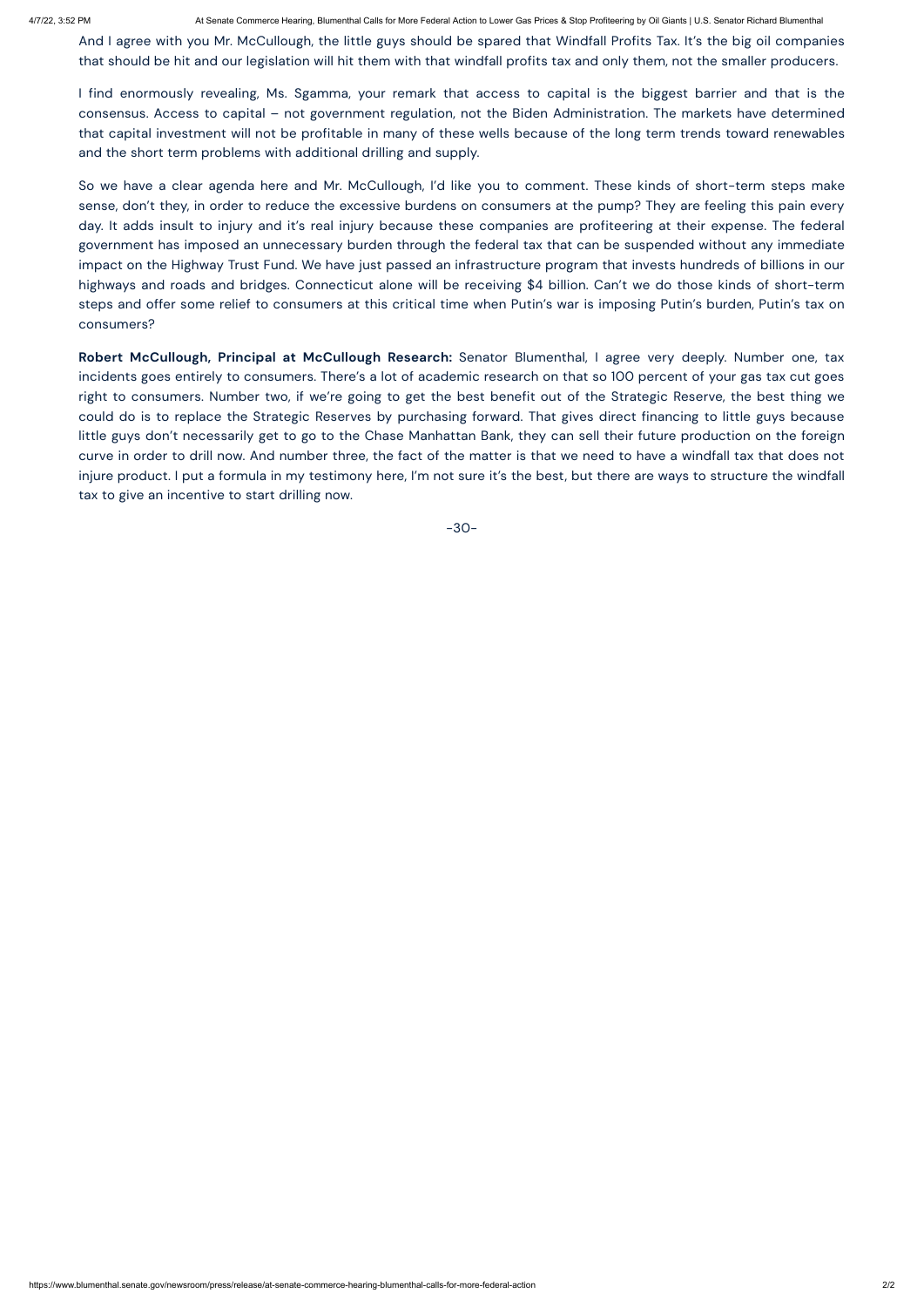And I agree with you Mr. McCullough, the little guys should be spared that Windfall Profits Tax. It's the big oil companies that should be hit and our legislation will hit them with that windfall profits tax and only them, not the smaller producers.

I find enormously revealing, Ms. Sgamma, your remark that access to capital is the biggest barrier and that is the consensus. Access to capital – not government regulation, not the Biden Administration. The markets have determined that capital investment will not be profitable in many of these wells because of the long term trends toward renewables and the short term problems with additional drilling and supply.

So we have a clear agenda here and Mr. McCullough, I'd like you to comment. These kinds of short-term steps make sense, don't they, in order to reduce the excessive burdens on consumers at the pump? They are feeling this pain every day. It adds insult to injury and it's real injury because these companies are profiteering at their expense. The federal government has imposed an unnecessary burden through the federal tax that can be suspended without any immediate impact on the Highway Trust Fund. We have just passed an infrastructure program that invests hundreds of billions in our highways and roads and bridges. Connecticut alone will be receiving $4 billion. Can't we do those kinds of short-term steps and offer some relief to consumers at this critical time when Putin's war is imposing Putin's burden, Putin's tax on consumers?

**Robert McCullough, Principal at McCullough Research:** Senator Blumenthal, I agree very deeply. Number one, tax incidents goes entirely to consumers. There's a lot of academic research on that so 100 percent of your gas tax cut goes right to consumers. Number two, if we're going to get the best benefit out of the Strategic Reserve, the best thing we could do is to replace the Strategic Reserves by purchasing forward. That gives direct financing to little guys because little guys don't necessarily get to go to the Chase Manhattan Bank, they can sell their future production on the foreign curve in order to drill now. And number three, the fact of the matter is that we need to have a windfall tax that does not injure product. I put a formula in my testimony here, I'm not sure it's the best, but there are ways to structure the windfall tax to give an incentive to start drilling now.

-30-